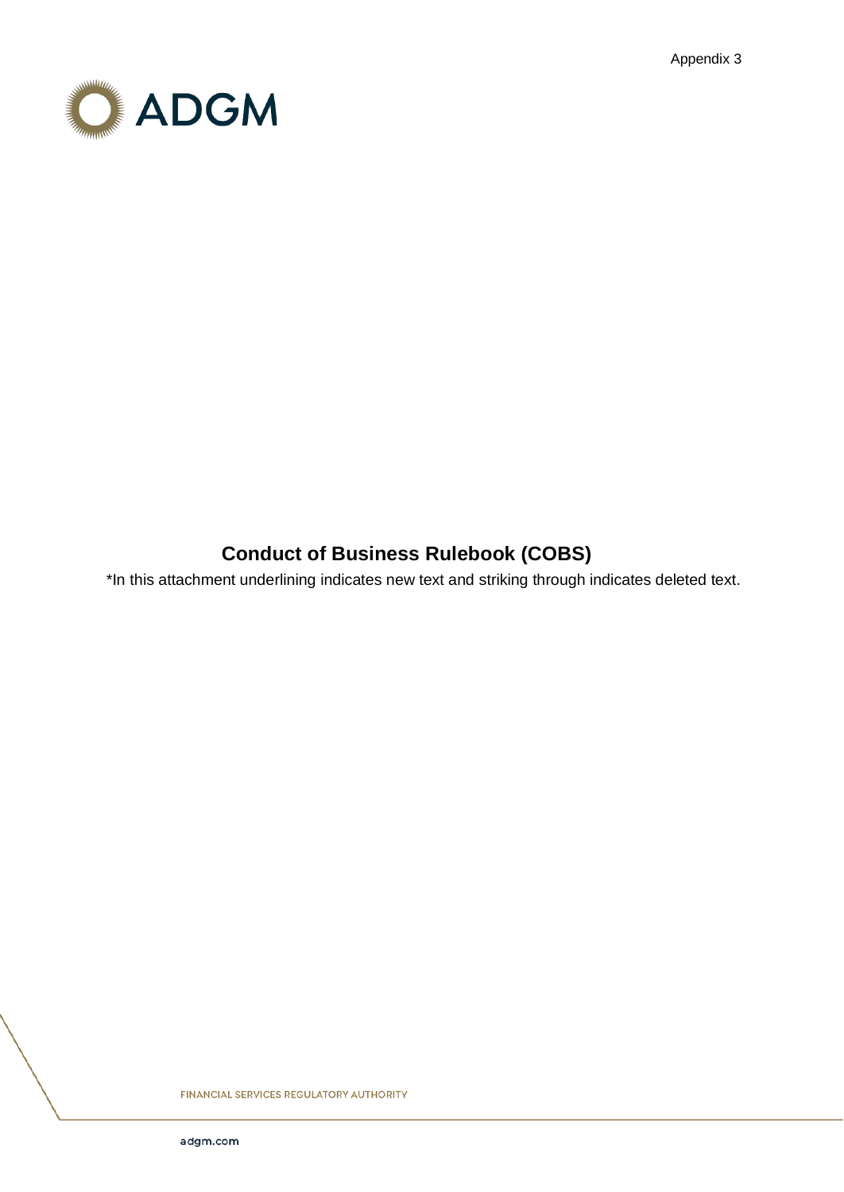Appendix 3

ADGM

# Conduct of Business Rulebook (COBS)

*In this attachment underlining indicates new text and striking through indicates deleted text.

FINANCIAL SERVICES REGULATORY AUTHORITY

adgm.com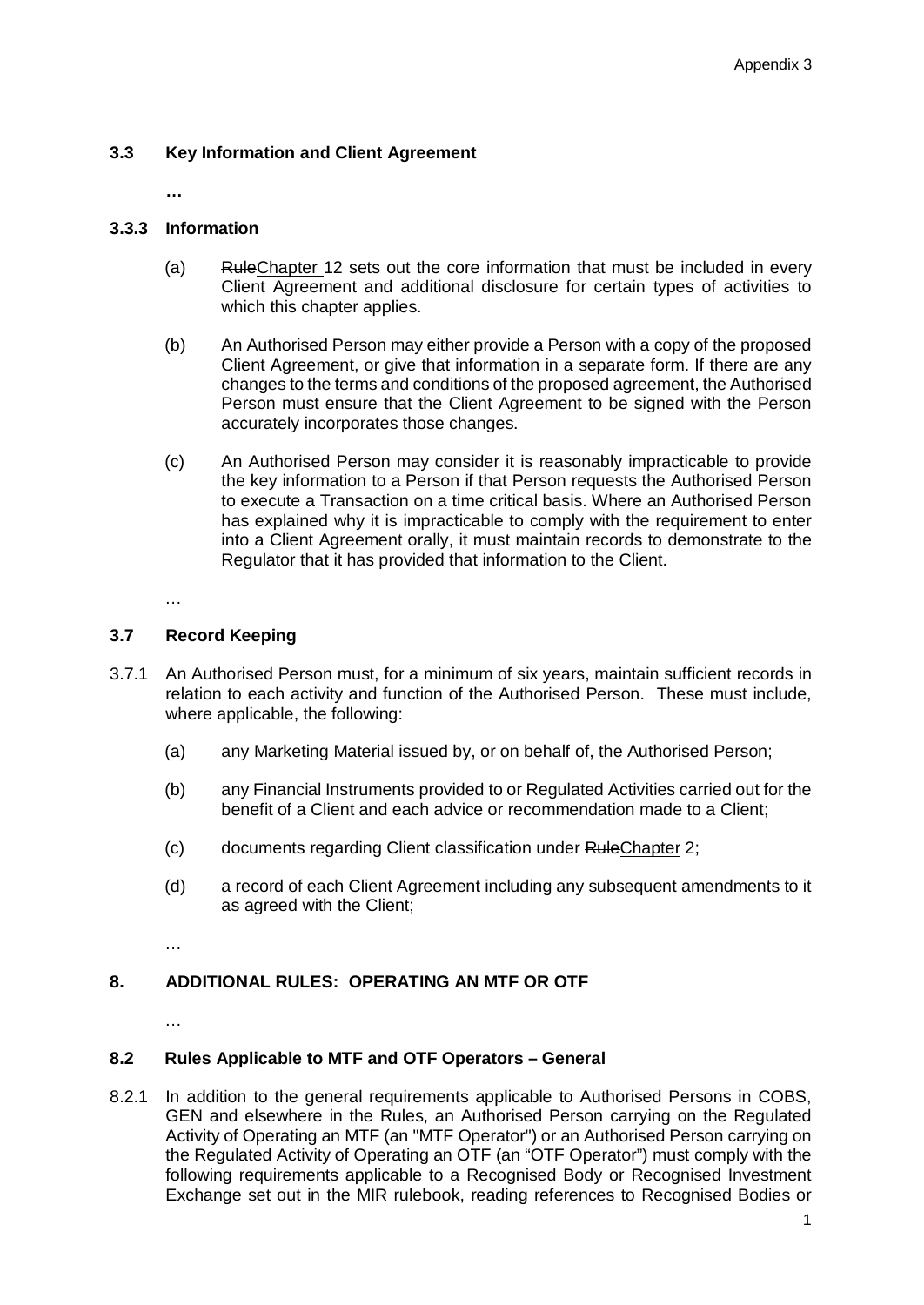### 3.3 Key Information and Client Agreement

**…**

#### 3.3.3 Information

(a) ~~Rule~~Chapter 12 sets out the core information that must be included in every Client Agreement and additional disclosure for certain types of activities to which this chapter applies.

(b) An Authorised Person may either provide a Person with a copy of the proposed Client Agreement, or give that information in a separate form. If there are any changes to the terms and conditions of the proposed agreement, the Authorised Person must ensure that the Client Agreement to be signed with the Person accurately incorporates those changes.

(c) An Authorised Person may consider it is reasonably impracticable to provide the key information to a Person if that Person requests the Authorised Person to execute a Transaction on a time critical basis. Where an Authorised Person has explained why it is impracticable to comply with the requirement to enter into a Client Agreement orally, it must maintain records to demonstrate to the Regulator that it has provided that information to the Client.

…

### 3.7 Record Keeping

3.7.1 An Authorised Person must, for a minimum of six years, maintain sufficient records in relation to each activity and function of the Authorised Person. These must include, where applicable, the following:

(a) any Marketing Material issued by, or on behalf of, the Authorised Person;

(b) any Financial Instruments provided to or Regulated Activities carried out for the benefit of a Client and each advice or recommendation made to a Client;

(c) documents regarding Client classification under ~~Rule~~Chapter 2;

(d) a record of each Client Agreement including any subsequent amendments to it as agreed with the Client;

…

## 8. ADDITIONAL RULES: OPERATING AN MTF OR OTF

…

### 8.2 Rules Applicable to MTF and OTF Operators – General

8.2.1 In addition to the general requirements applicable to Authorised Persons in COBS, GEN and elsewhere in the Rules, an Authorised Person carrying on the Regulated Activity of Operating an MTF (an "MTF Operator") or an Authorised Person carrying on the Regulated Activity of Operating an OTF (an "OTF Operator") must comply with the following requirements applicable to a Recognised Body or Recognised Investment Exchange set out in the MIR rulebook, reading references to Recognised Bodies or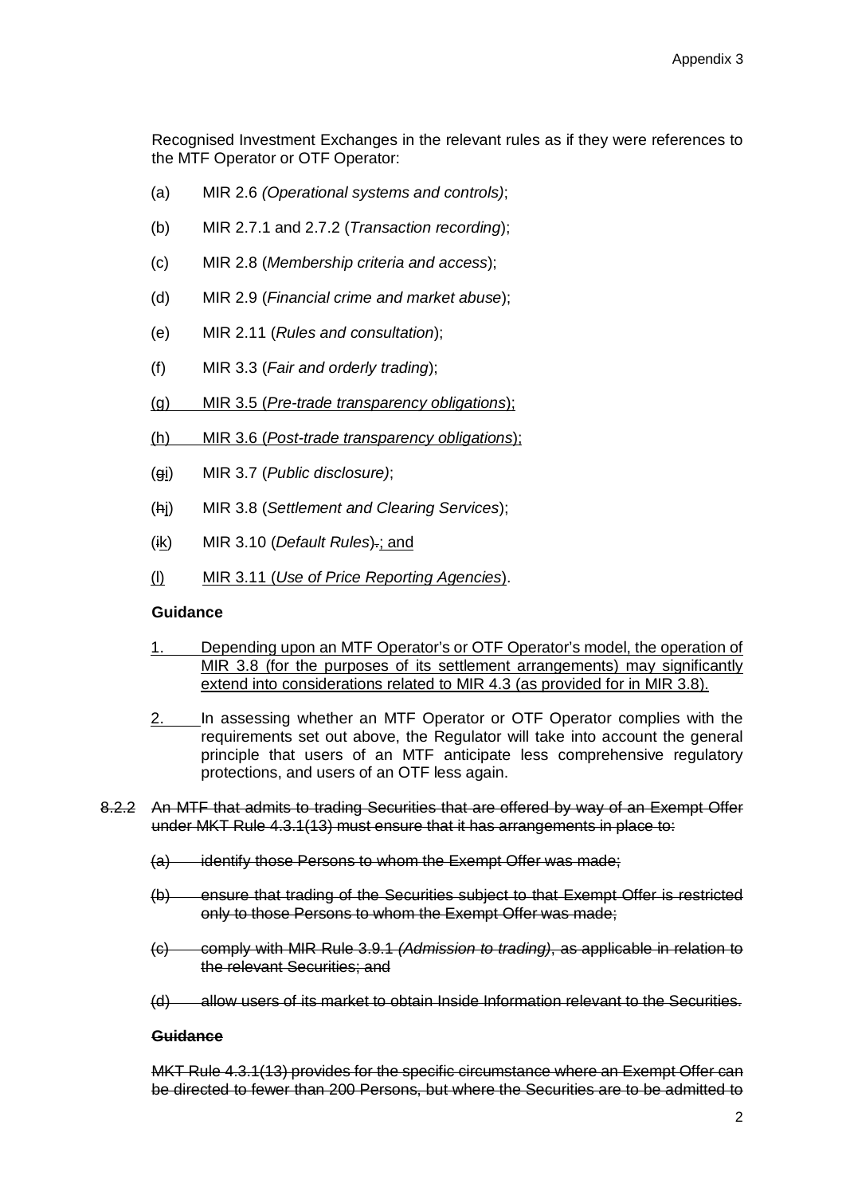Recognised Investment Exchanges in the relevant rules as if they were references to the MTF Operator or OTF Operator:

(a) MIR 2.6 *(Operational systems and controls)*;

(b) MIR 2.7.1 and 2.7.2 (*Transaction recording*);

(c) MIR 2.8 (*Membership criteria and access*);

(d) MIR 2.9 (*Financial crime and market abuse*);

(e) MIR 2.11 (*Rules and consultation*);

(f) MIR 3.3 (*Fair and orderly trading*);

<u>(g) MIR 3.5 (*Pre-trade transparency obligations*);</u>

<u>(h) MIR 3.6 (*Post-trade transparency obligations*);</u>

(~~g~~<u>i</u>) MIR 3.7 (*Public disclosure)*;

(~~h~~<u>j</u>) MIR 3.8 (*Settlement and Clearing Services*);

(~~i~~<u>k</u>) MIR 3.10 (*Default Rules*)~~.~~<u>; and</u>

<u>(l) MIR 3.11 (*Use of Price Reporting Agencies*).</u>

**Guidance**

1. <u>Depending upon an MTF Operator's or OTF Operator's model, the operation of MIR 3.8 (for the purposes of its settlement arrangements) may significantly extend into considerations related to MIR 4.3 (as provided for in MIR 3.8).</u>

<u>2.</u> In assessing whether an MTF Operator or OTF Operator complies with the requirements set out above, the Regulator will take into account the general principle that users of an MTF anticipate less comprehensive regulatory protections, and users of an OTF less again.

~~8.2.2 An MTF that admits to trading Securities that are offered by way of an Exempt Offer under MKT Rule 4.3.1(13) must ensure that it has arrangements in place to:~~

~~(a) identify those Persons to whom the Exempt Offer was made;~~

~~(b) ensure that trading of the Securities subject to that Exempt Offer is restricted only to those Persons to whom the Exempt Offer was made;~~

~~(c) comply with MIR Rule 3.9.1 *(Admission to trading)*, as applicable in relation to the relevant Securities; and~~

~~(d) allow users of its market to obtain Inside Information relevant to the Securities.~~

~~**Guidance**~~

~~MKT Rule 4.3.1(13) provides for the specific circumstance where an Exempt Offer can be directed to fewer than 200 Persons, but where the Securities are to be admitted to~~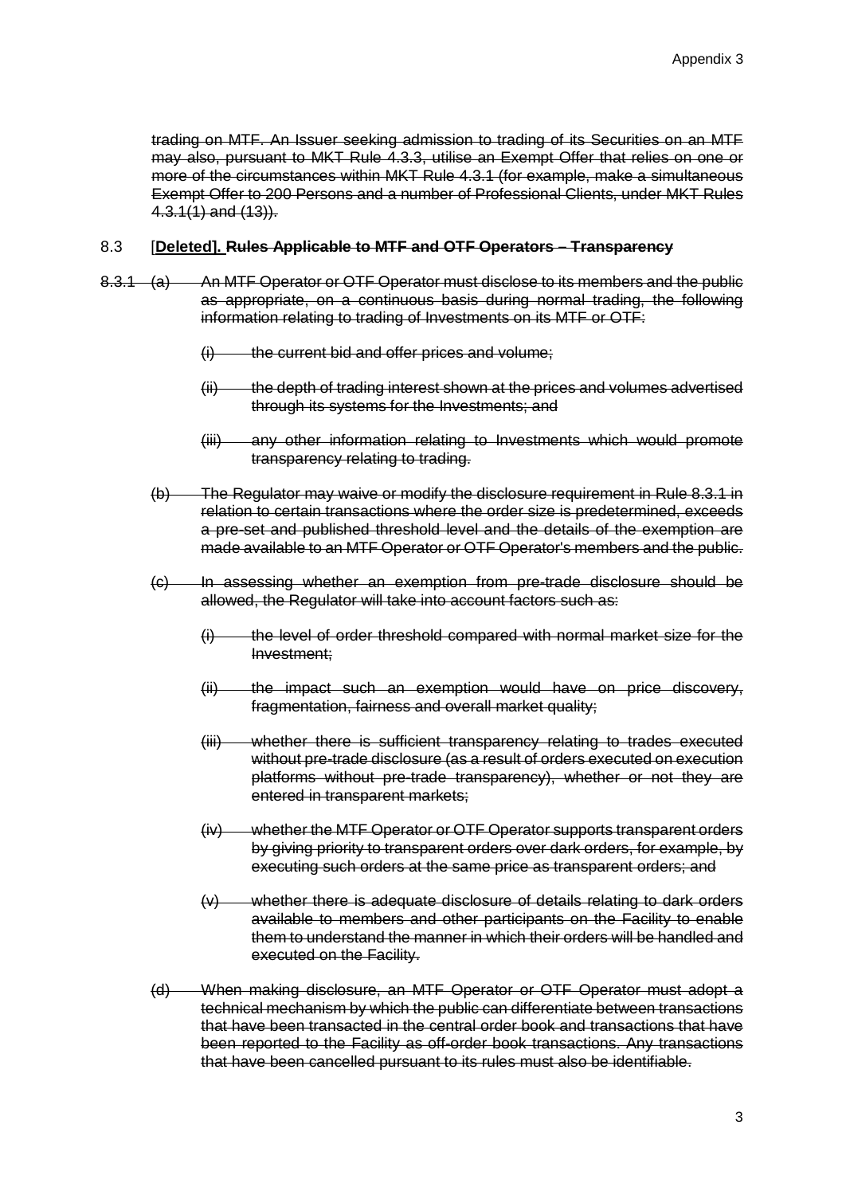~~trading on MTF. An Issuer seeking admission to trading of its Securities on an MTF may also, pursuant to MKT Rule 4.3.3, utilise an Exempt Offer that relies on one or more of the circumstances within MKT Rule 4.3.1 (for example, make a simultaneous Exempt Offer to 200 Persons and a number of Professional Clients, under MKT Rules 4.3.1(1) and (13)).~~

8.3 [**Deleted].** ~~**Rules Applicable to MTF and OTF Operators – Transparency**~~

~~8.3.1 (a) An MTF Operator or OTF Operator must disclose to its members and the public as appropriate, on a continuous basis during normal trading, the following information relating to trading of Investments on its MTF or OTF:~~

~~(i) the current bid and offer prices and volume;~~

~~(ii) the depth of trading interest shown at the prices and volumes advertised through its systems for the Investments; and~~

~~(iii) any other information relating to Investments which would promote transparency relating to trading.~~

~~(b) The Regulator may waive or modify the disclosure requirement in Rule 8.3.1 in relation to certain transactions where the order size is predetermined, exceeds a pre-set and published threshold level and the details of the exemption are made available to an MTF Operator or OTF Operator's members and the public.~~

~~(c) In assessing whether an exemption from pre-trade disclosure should be allowed, the Regulator will take into account factors such as:~~

~~(i) the level of order threshold compared with normal market size for the Investment;~~

~~(ii) the impact such an exemption would have on price discovery, fragmentation, fairness and overall market quality;~~

~~(iii) whether there is sufficient transparency relating to trades executed without pre-trade disclosure (as a result of orders executed on execution platforms without pre-trade transparency), whether or not they are entered in transparent markets;~~

~~(iv) whether the MTF Operator or OTF Operator supports transparent orders by giving priority to transparent orders over dark orders, for example, by executing such orders at the same price as transparent orders; and~~

~~(v) whether there is adequate disclosure of details relating to dark orders available to members and other participants on the Facility to enable them to understand the manner in which their orders will be handled and executed on the Facility.~~

~~(d) When making disclosure, an MTF Operator or OTF Operator must adopt a technical mechanism by which the public can differentiate between transactions that have been transacted in the central order book and transactions that have been reported to the Facility as off-order book transactions. Any transactions that have been cancelled pursuant to its rules must also be identifiable.~~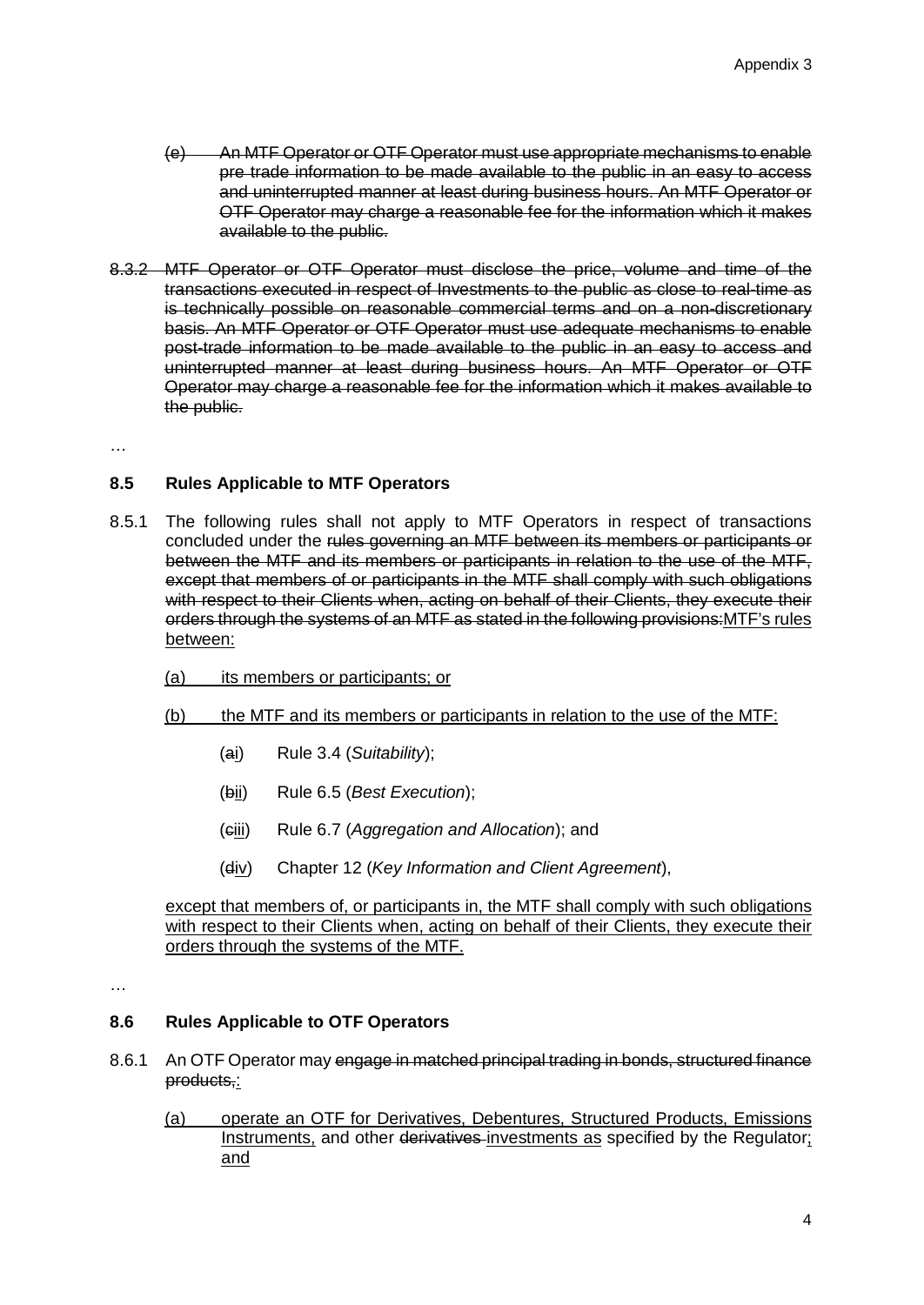(e) ~~An MTF Operator or OTF Operator must use appropriate mechanisms to enable pre trade information to be made available to the public in an easy to access and uninterrupted manner at least during business hours. An MTF Operator or OTF Operator may charge a reasonable fee for the information which it makes available to the public.~~

~~8.3.2 MTF Operator or OTF Operator must disclose the price, volume and time of the transactions executed in respect of Investments to the public as close to real-time as is technically possible on reasonable commercial terms and on a non-discretionary basis. An MTF Operator or OTF Operator must use adequate mechanisms to enable post-trade information to be made available to the public in an easy to access and uninterrupted manner at least during business hours. An MTF Operator or OTF Operator may charge a reasonable fee for the information which it makes available to the public.~~

…

### 8.5 Rules Applicable to MTF Operators

8.5.1 The following rules shall not apply to MTF Operators in respect of transactions concluded under the ~~rules governing an MTF between its members or participants or between the MTF and its members or participants in relation to the use of the MTF, except that members of or participants in the MTF shall comply with such obligations with respect to their Clients when, acting on behalf of their Clients, they execute their orders through the systems of an MTF as stated in the following provisions:~~ <u>MTF's rules between:</u>

<u>(a) its members or participants; or</u>

<u>(b) the MTF and its members or participants in relation to the use of the MTF:</u>

(~~a~~<u>i</u>) Rule 3.4 (*Suitability*);

(~~b~~<u>ii</u>) Rule 6.5 (*Best Execution*);

(~~c~~<u>iii</u>) Rule 6.7 (*Aggregation and Allocation*); and

(~~d~~<u>iv</u>) Chapter 12 (*Key Information and Client Agreement*),

<u>except that members of, or participants in, the MTF shall comply with such obligations with respect to their Clients when, acting on behalf of their Clients, they execute their orders through the systems of the MTF.</u>

…

### 8.6 Rules Applicable to OTF Operators

8.6.1 An OTF Operator may ~~engage in matched principal trading in bonds, structured finance products,~~<u>:</u>

<u>(a) operate an OTF for Derivatives, Debentures, Structured Products, Emissions Instruments,</u> and other ~~derivatives~~ <u>investments as</u> specified by the Regulator<u>; and</u>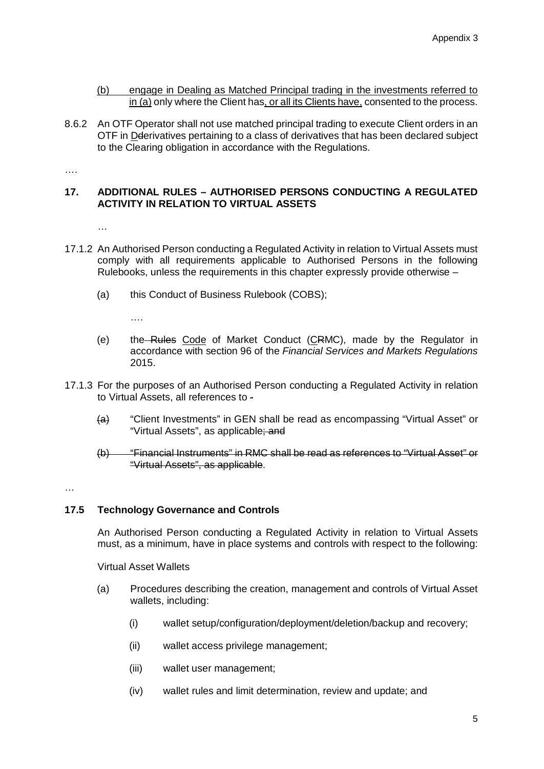(b) engage in Dealing as Matched Principal trading in the investments referred to in (a) only where the Client has, or all its Clients have, consented to the process.

8.6.2 An OTF Operator shall not use matched principal trading to execute Client orders in an OTF in Dderivatives pertaining to a class of derivatives that has been declared subject to the Clearing obligation in accordance with the Regulations.

….

### 17. ADDITIONAL RULES – AUTHORISED PERSONS CONDUCTING A REGULATED ACTIVITY IN RELATION TO VIRTUAL ASSETS

…

17.1.2 An Authorised Person conducting a Regulated Activity in relation to Virtual Assets must comply with all requirements applicable to Authorised Persons in the following Rulebooks, unless the requirements in this chapter expressly provide otherwise –

(a) this Conduct of Business Rulebook (COBS);

….

(e) the Rules Code of Market Conduct (CRMC), made by the Regulator in accordance with section 96 of the *Financial Services and Markets Regulations* 2015.

17.1.3 For the purposes of an Authorised Person conducting a Regulated Activity in relation to Virtual Assets, all references to -

(a) "Client Investments" in GEN shall be read as encompassing "Virtual Asset" or "Virtual Assets", as applicable; and

~~(b) "Financial Instruments" in RMC shall be read as references to "Virtual Asset" or "Virtual Assets", as applicable~~.

…

### 17.5 Technology Governance and Controls

An Authorised Person conducting a Regulated Activity in relation to Virtual Assets must, as a minimum, have in place systems and controls with respect to the following:

Virtual Asset Wallets

(a) Procedures describing the creation, management and controls of Virtual Asset wallets, including:

(i) wallet setup/configuration/deployment/deletion/backup and recovery;

(ii) wallet access privilege management;

(iii) wallet user management;

(iv) wallet rules and limit determination, review and update; and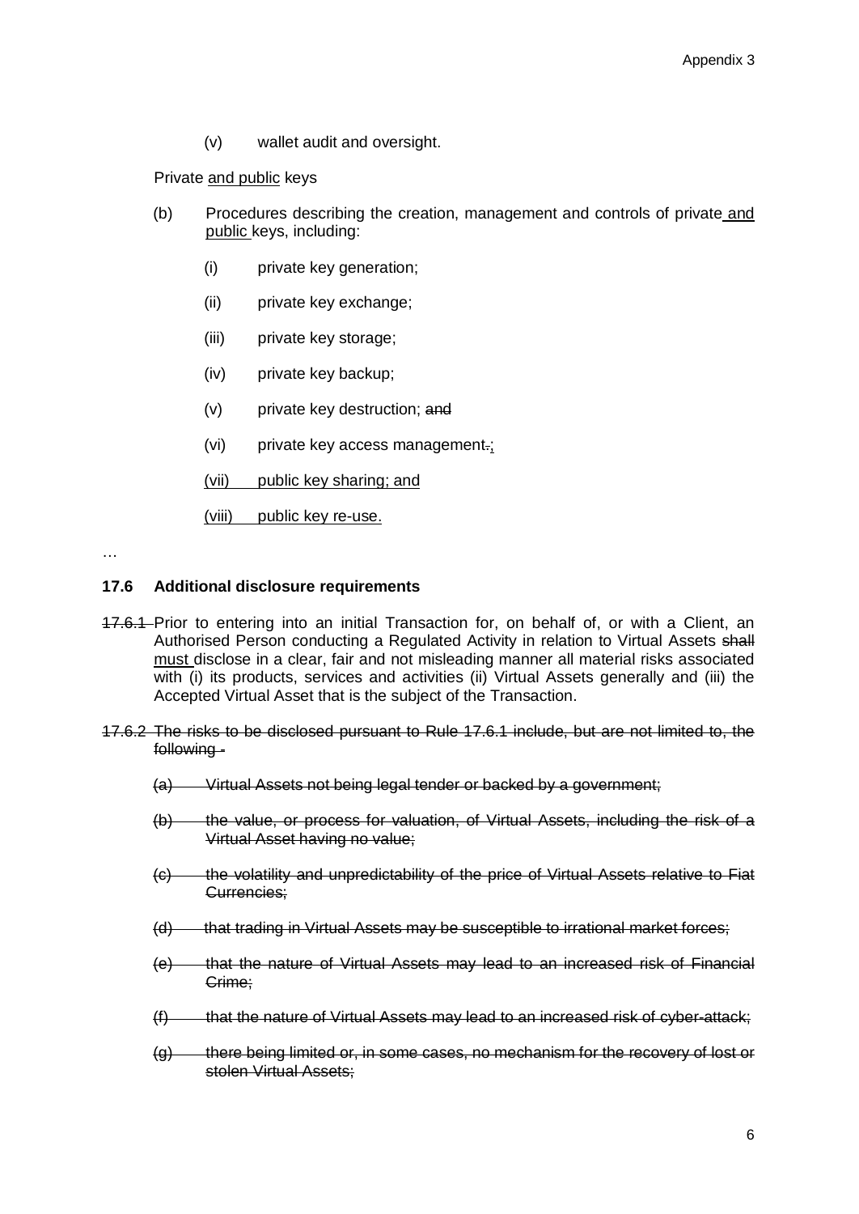(v) wallet audit and oversight.

Private and public keys

(b) Procedures describing the creation, management and controls of private and public keys, including:

(i) private key generation;

(ii) private key exchange;

(iii) private key storage;

(iv) private key backup;

(v) private key destruction; ~~and~~

(vi) private key access management~~.~~;

(vii) public key sharing; and

(viii) public key re-use.

…

**17.6 Additional disclosure requirements**

~~17.6.1~~ Prior to entering into an initial Transaction for, on behalf of, or with a Client, an Authorised Person conducting a Regulated Activity in relation to Virtual Assets ~~shall~~ must disclose in a clear, fair and not misleading manner all material risks associated with (i) its products, services and activities (ii) Virtual Assets generally and (iii) the Accepted Virtual Asset that is the subject of the Transaction.

~~17.6.2 The risks to be disclosed pursuant to Rule 17.6.1 include, but are not limited to, the following -~~

~~(a) Virtual Assets not being legal tender or backed by a government;~~

~~(b) the value, or process for valuation, of Virtual Assets, including the risk of a Virtual Asset having no value;~~

~~(c) the volatility and unpredictability of the price of Virtual Assets relative to Fiat Currencies;~~

~~(d) that trading in Virtual Assets may be susceptible to irrational market forces;~~

~~(e) that the nature of Virtual Assets may lead to an increased risk of Financial Crime;~~

~~(f) that the nature of Virtual Assets may lead to an increased risk of cyber-attack;~~

~~(g) there being limited or, in some cases, no mechanism for the recovery of lost or stolen Virtual Assets;~~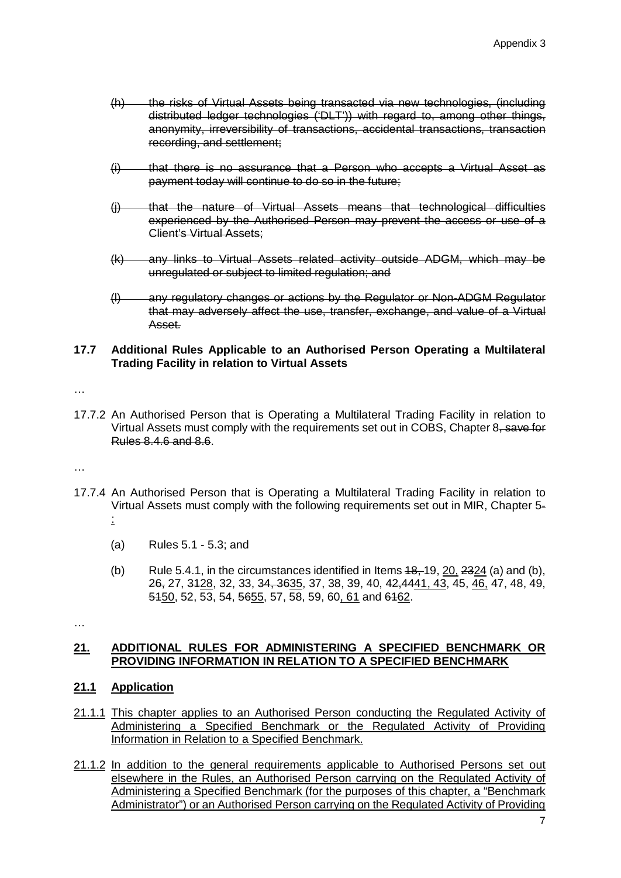(h) ~~the risks of Virtual Assets being transacted via new technologies, (including distributed ledger technologies ('DLT')) with regard to, among other things, anonymity, irreversibility of transactions, accidental transactions, transaction recording, and settlement;~~

(i) ~~that there is no assurance that a Person who accepts a Virtual Asset as payment today will continue to do so in the future;~~

(j) ~~that the nature of Virtual Assets means that technological difficulties experienced by the Authorised Person may prevent the access or use of a Client's Virtual Assets;~~

(k) ~~any links to Virtual Assets related activity outside ADGM, which may be unregulated or subject to limited regulation; and~~

(l) ~~any regulatory changes or actions by the Regulator or Non-ADGM Regulator that may adversely affect the use, transfer, exchange, and value of a Virtual Asset.~~

**17.7 Additional Rules Applicable to an Authorised Person Operating a Multilateral Trading Facility in relation to Virtual Assets**

…

17.7.2 An Authorised Person that is Operating a Multilateral Trading Facility in relation to Virtual Assets must comply with the requirements set out in COBS, Chapter 8~~, save for Rules 8.4.6 and 8.6~~.

…

17.7.4 An Authorised Person that is Operating a Multilateral Trading Facility in relation to Virtual Assets must comply with the following requirements set out in MIR, Chapter 5~~.~~<u>:</u>

(a) Rules 5.1 - 5.3; and

(b) Rule 5.4.1, in the circumstances identified in Items ~~18,~~ 19, <u>20,</u> ~~23~~<u>24</u> (a) and (b), ~~26,~~ 27, ~~31~~<u>28</u>, 32, 33, ~~34, 36~~<u>35</u>, 37, 38, 39, 40, ~~42,44~~<u>41, 43</u>, 45, <u>46,</u> 47, 48, 49, ~~51~~<u>50</u>, 52, 53, 54, ~~56~~<u>55</u>, 57, 58, 59, 60<u>, 61</u> and ~~61~~<u>62</u>.

…

<u>**21. ADDITIONAL RULES FOR ADMINISTERING A SPECIFIED BENCHMARK OR PROVIDING INFORMATION IN RELATION TO A SPECIFIED BENCHMARK**</u>

<u>**21.1 Application**</u>

<u>21.1.1 This chapter applies to an Authorised Person conducting the Regulated Activity of Administering a Specified Benchmark or the Regulated Activity of Providing Information in Relation to a Specified Benchmark.</u>

<u>21.1.2 In addition to the general requirements applicable to Authorised Persons set out elsewhere in the Rules, an Authorised Person carrying on the Regulated Activity of Administering a Specified Benchmark (for the purposes of this chapter, a "Benchmark Administrator") or an Authorised Person carrying on the Regulated Activity of Providing</u>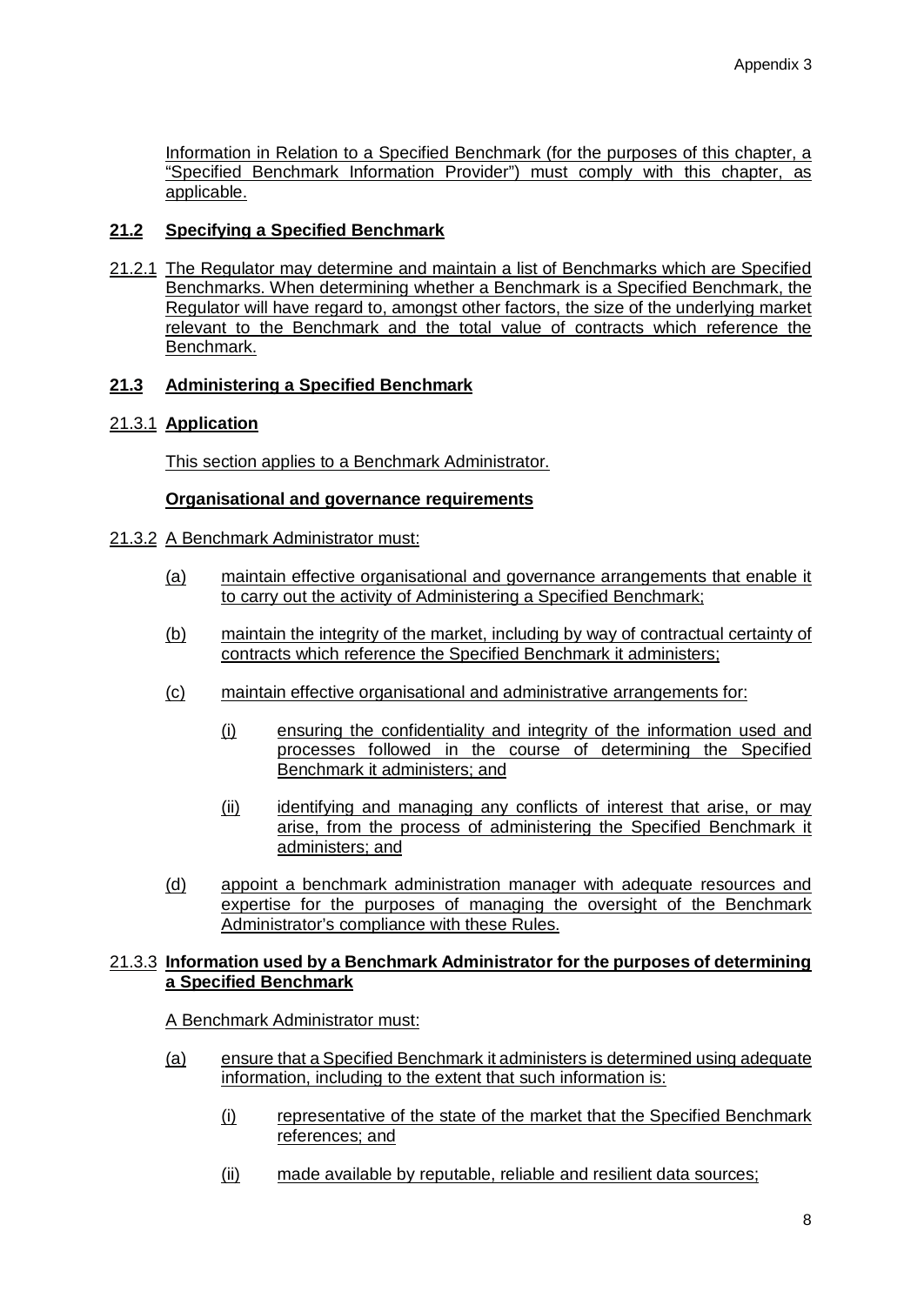Information in Relation to a Specified Benchmark (for the purposes of this chapter, a "Specified Benchmark Information Provider") must comply with this chapter, as applicable.

## 21.2 Specifying a Specified Benchmark

21.2.1 The Regulator may determine and maintain a list of Benchmarks which are Specified Benchmarks. When determining whether a Benchmark is a Specified Benchmark, the Regulator will have regard to, amongst other factors, the size of the underlying market relevant to the Benchmark and the total value of contracts which reference the Benchmark.

## 21.3 Administering a Specified Benchmark

### 21.3.1 Application

This section applies to a Benchmark Administrator.

**Organisational and governance requirements**

21.3.2 A Benchmark Administrator must:

- (a) maintain effective organisational and governance arrangements that enable it to carry out the activity of Administering a Specified Benchmark;
- (b) maintain the integrity of the market, including by way of contractual certainty of contracts which reference the Specified Benchmark it administers;
- (c) maintain effective organisational and administrative arrangements for:
  - (i) ensuring the confidentiality and integrity of the information used and processes followed in the course of determining the Specified Benchmark it administers; and
  - (ii) identifying and managing any conflicts of interest that arise, or may arise, from the process of administering the Specified Benchmark it administers; and
- (d) appoint a benchmark administration manager with adequate resources and expertise for the purposes of managing the oversight of the Benchmark Administrator's compliance with these Rules.

### 21.3.3 Information used by a Benchmark Administrator for the purposes of determining a Specified Benchmark

A Benchmark Administrator must:

- (a) ensure that a Specified Benchmark it administers is determined using adequate information, including to the extent that such information is:
  - (i) representative of the state of the market that the Specified Benchmark references; and
  - (ii) made available by reputable, reliable and resilient data sources;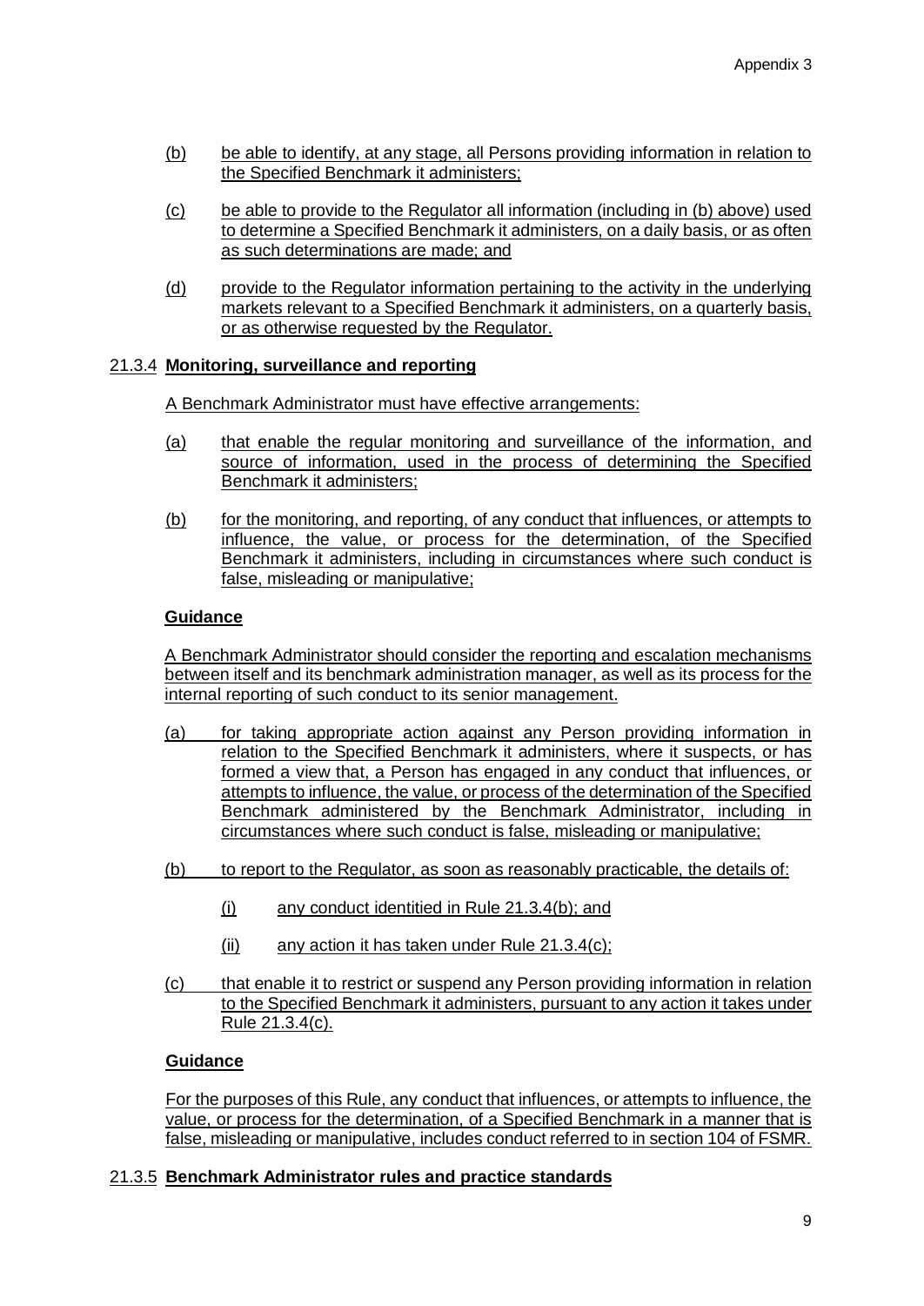(b) be able to identify, at any stage, all Persons providing information in relation to the Specified Benchmark it administers;

(c) be able to provide to the Regulator all information (including in (b) above) used to determine a Specified Benchmark it administers, on a daily basis, or as often as such determinations are made; and

(d) provide to the Regulator information pertaining to the activity in the underlying markets relevant to a Specified Benchmark it administers, on a quarterly basis, or as otherwise requested by the Regulator.

21.3.4 **Monitoring, surveillance and reporting**

A Benchmark Administrator must have effective arrangements:

(a) that enable the regular monitoring and surveillance of the information, and source of information, used in the process of determining the Specified Benchmark it administers;

(b) for the monitoring, and reporting, of any conduct that influences, or attempts to influence, the value, or process for the determination, of the Specified Benchmark it administers, including in circumstances where such conduct is false, misleading or manipulative;

**Guidance**

A Benchmark Administrator should consider the reporting and escalation mechanisms between itself and its benchmark administration manager, as well as its process for the internal reporting of such conduct to its senior management.

(a) for taking appropriate action against any Person providing information in relation to the Specified Benchmark it administers, where it suspects, or has formed a view that, a Person has engaged in any conduct that influences, or attempts to influence, the value, or process of the determination of the Specified Benchmark administered by the Benchmark Administrator, including in circumstances where such conduct is false, misleading or manipulative;

(b) to report to the Regulator, as soon as reasonably practicable, the details of:

  (i) any conduct identitied in Rule 21.3.4(b); and

  (ii) any action it has taken under Rule 21.3.4(c);

(c) that enable it to restrict or suspend any Person providing information in relation to the Specified Benchmark it administers, pursuant to any action it takes under Rule 21.3.4(c).

**Guidance**

For the purposes of this Rule, any conduct that influences, or attempts to influence, the value, or process for the determination, of a Specified Benchmark in a manner that is false, misleading or manipulative, includes conduct referred to in section 104 of FSMR.

21.3.5 **Benchmark Administrator rules and practice standards**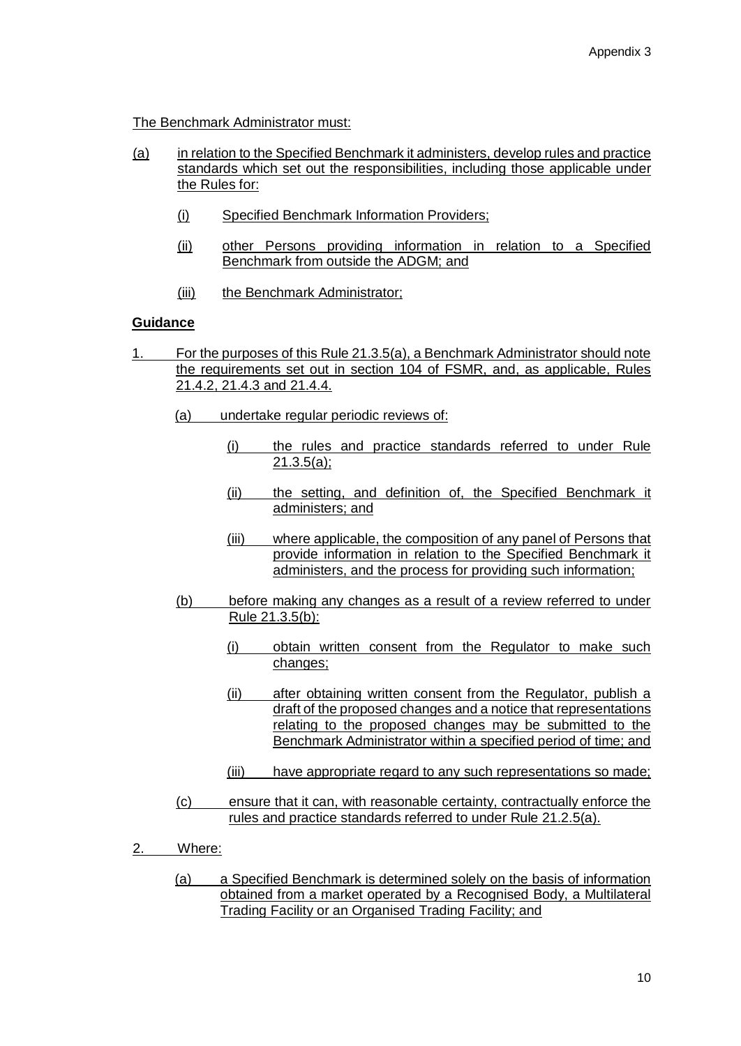The Benchmark Administrator must:

(a) in relation to the Specified Benchmark it administers, develop rules and practice standards which set out the responsibilities, including those applicable under the Rules for:

   (i) Specified Benchmark Information Providers;

   (ii) other Persons providing information in relation to a Specified Benchmark from outside the ADGM; and

   (iii) the Benchmark Administrator;

**Guidance**

1. For the purposes of this Rule 21.3.5(a), a Benchmark Administrator should note the requirements set out in section 104 of FSMR, and, as applicable, Rules 21.4.2, 21.4.3 and 21.4.4.

   (a) undertake regular periodic reviews of:

      (i) the rules and practice standards referred to under Rule 21.3.5(a);

      (ii) the setting, and definition of, the Specified Benchmark it administers; and

      (iii) where applicable, the composition of any panel of Persons that provide information in relation to the Specified Benchmark it administers, and the process for providing such information;

   (b) before making any changes as a result of a review referred to under Rule 21.3.5(b):

      (i) obtain written consent from the Regulator to make such changes;

      (ii) after obtaining written consent from the Regulator, publish a draft of the proposed changes and a notice that representations relating to the proposed changes may be submitted to the Benchmark Administrator within a specified period of time; and

      (iii) have appropriate regard to any such representations so made;

   (c) ensure that it can, with reasonable certainty, contractually enforce the rules and practice standards referred to under Rule 21.2.5(a).

2. Where:

   (a) a Specified Benchmark is determined solely on the basis of information obtained from a market operated by a Recognised Body, a Multilateral Trading Facility or an Organised Trading Facility; and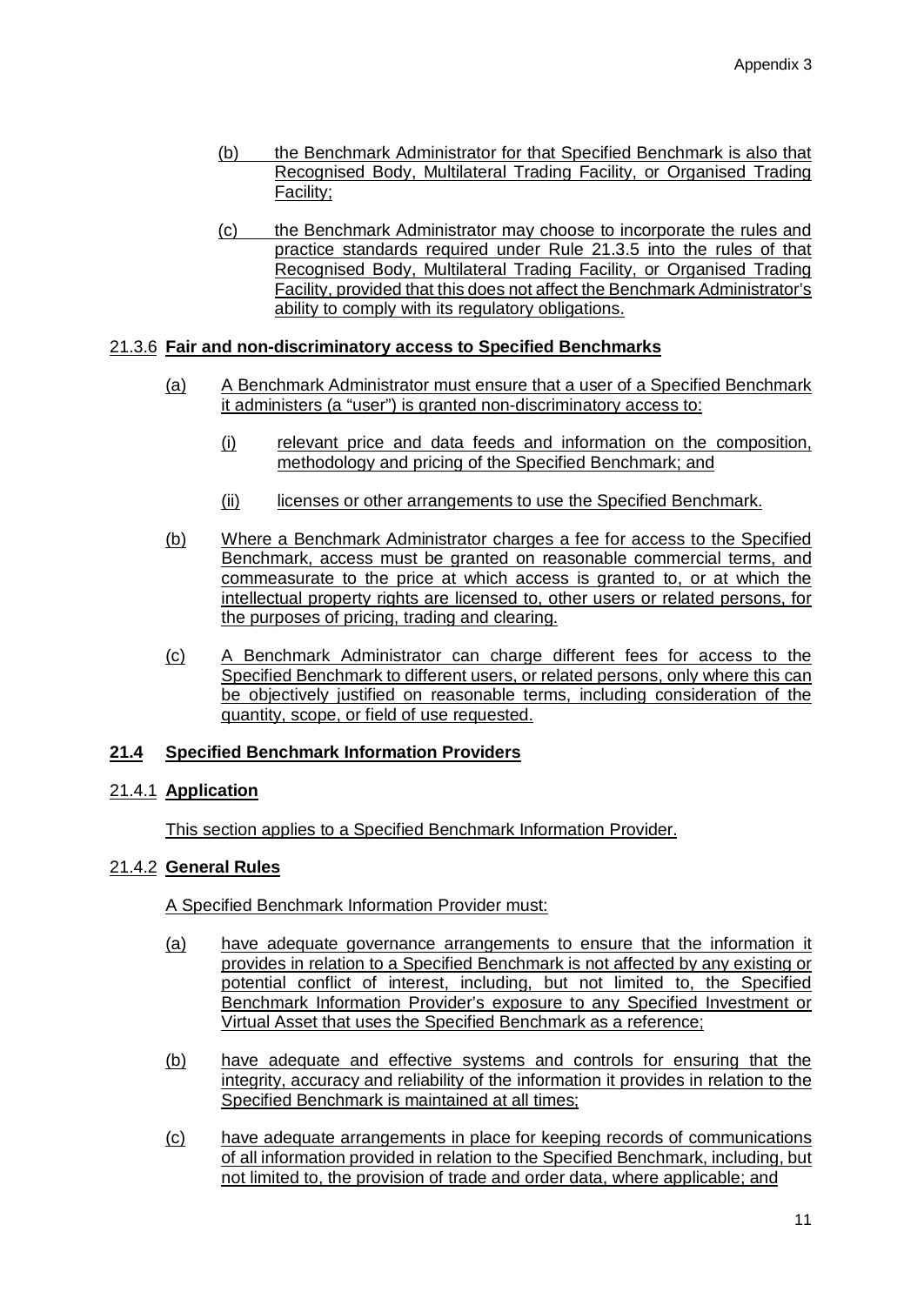(b) the Benchmark Administrator for that Specified Benchmark is also that Recognised Body, Multilateral Trading Facility, or Organised Trading Facility;

(c) the Benchmark Administrator may choose to incorporate the rules and practice standards required under Rule 21.3.5 into the rules of that Recognised Body, Multilateral Trading Facility, or Organised Trading Facility, provided that this does not affect the Benchmark Administrator's ability to comply with its regulatory obligations.

21.3.6 **Fair and non-discriminatory access to Specified Benchmarks**

(a) A Benchmark Administrator must ensure that a user of a Specified Benchmark it administers (a "user") is granted non-discriminatory access to:

(i) relevant price and data feeds and information on the composition, methodology and pricing of the Specified Benchmark; and

(ii) licenses or other arrangements to use the Specified Benchmark.

(b) Where a Benchmark Administrator charges a fee for access to the Specified Benchmark, access must be granted on reasonable commercial terms, and commeasurate to the price at which access is granted to, or at which the intellectual property rights are licensed to, other users or related persons, for the purposes of pricing, trading and clearing.

(c) A Benchmark Administrator can charge different fees for access to the Specified Benchmark to different users, or related persons, only where this can be objectively justified on reasonable terms, including consideration of the quantity, scope, or field of use requested.

## 21.4 Specified Benchmark Information Providers

21.4.1 **Application**

This section applies to a Specified Benchmark Information Provider.

21.4.2 **General Rules**

A Specified Benchmark Information Provider must:

(a) have adequate governance arrangements to ensure that the information it provides in relation to a Specified Benchmark is not affected by any existing or potential conflict of interest, including, but not limited to, the Specified Benchmark Information Provider's exposure to any Specified Investment or Virtual Asset that uses the Specified Benchmark as a reference;

(b) have adequate and effective systems and controls for ensuring that the integrity, accuracy and reliability of the information it provides in relation to the Specified Benchmark is maintained at all times;

(c) have adequate arrangements in place for keeping records of communications of all information provided in relation to the Specified Benchmark, including, but not limited to, the provision of trade and order data, where applicable; and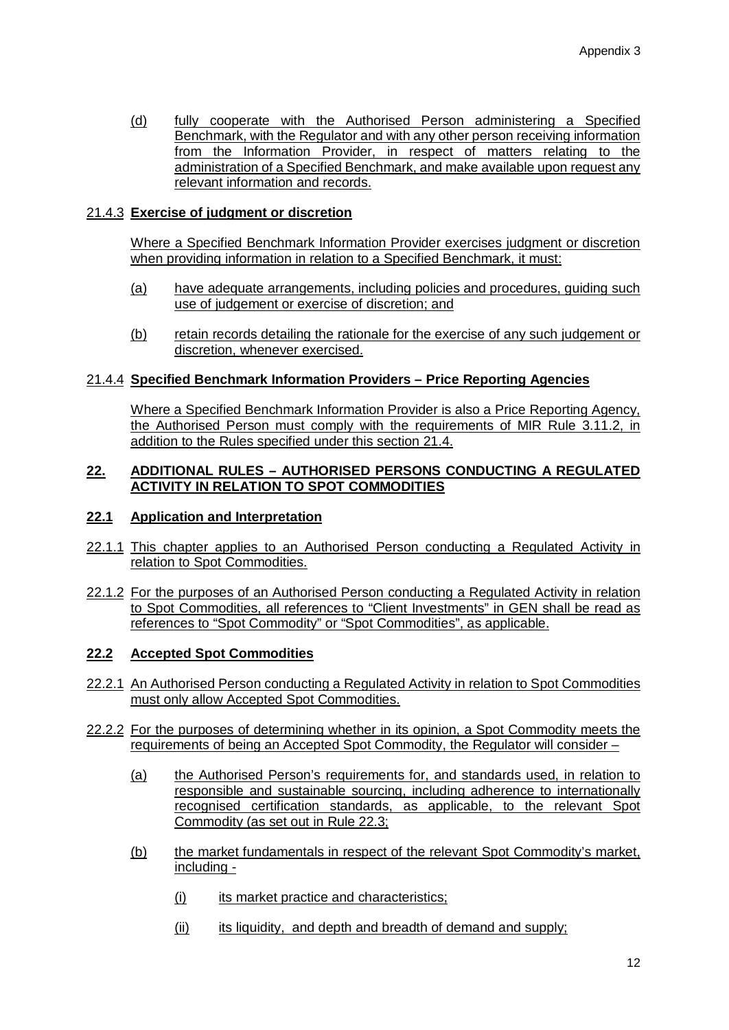(d) fully cooperate with the Authorised Person administering a Specified Benchmark, with the Regulator and with any other person receiving information from the Information Provider, in respect of matters relating to the administration of a Specified Benchmark, and make available upon request any relevant information and records.

21.4.3 **Exercise of judgment or discretion**

Where a Specified Benchmark Information Provider exercises judgment or discretion when providing information in relation to a Specified Benchmark, it must:

(a) have adequate arrangements, including policies and procedures, guiding such use of judgement or exercise of discretion; and

(b) retain records detailing the rationale for the exercise of any such judgement or discretion, whenever exercised.

21.4.4 **Specified Benchmark Information Providers – Price Reporting Agencies**

Where a Specified Benchmark Information Provider is also a Price Reporting Agency, the Authorised Person must comply with the requirements of MIR Rule 3.11.2, in addition to the Rules specified under this section 21.4.

## 22. ADDITIONAL RULES – AUTHORISED PERSONS CONDUCTING A REGULATED ACTIVITY IN RELATION TO SPOT COMMODITIES

### 22.1 Application and Interpretation

22.1.1 This chapter applies to an Authorised Person conducting a Regulated Activity in relation to Spot Commodities.

22.1.2 For the purposes of an Authorised Person conducting a Regulated Activity in relation to Spot Commodities, all references to "Client Investments" in GEN shall be read as references to "Spot Commodity" or "Spot Commodities", as applicable.

### 22.2 Accepted Spot Commodities

22.2.1 An Authorised Person conducting a Regulated Activity in relation to Spot Commodities must only allow Accepted Spot Commodities.

22.2.2 For the purposes of determining whether in its opinion, a Spot Commodity meets the requirements of being an Accepted Spot Commodity, the Regulator will consider –

(a) the Authorised Person's requirements for, and standards used, in relation to responsible and sustainable sourcing, including adherence to internationally recognised certification standards, as applicable, to the relevant Spot Commodity (as set out in Rule 22.3;

(b) the market fundamentals in respect of the relevant Spot Commodity's market, including -

(i) its market practice and characteristics;

(ii) its liquidity, and depth and breadth of demand and supply;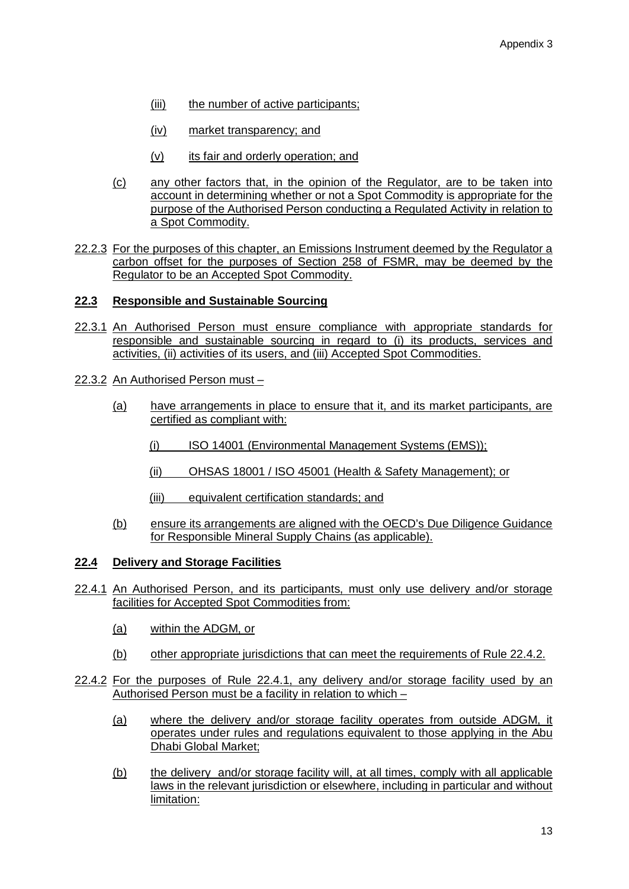(iii) the number of active participants;

(iv) market transparency; and

(v) its fair and orderly operation; and

(c) any other factors that, in the opinion of the Regulator, are to be taken into account in determining whether or not a Spot Commodity is appropriate for the purpose of the Authorised Person conducting a Regulated Activity in relation to a Spot Commodity.

22.2.3 For the purposes of this chapter, an Emissions Instrument deemed by the Regulator a carbon offset for the purposes of Section 258 of FSMR, may be deemed by the Regulator to be an Accepted Spot Commodity.

**22.3 Responsible and Sustainable Sourcing**

22.3.1 An Authorised Person must ensure compliance with appropriate standards for responsible and sustainable sourcing in regard to (i) its products, services and activities, (ii) activities of its users, and (iii) Accepted Spot Commodities.

22.3.2 An Authorised Person must –

(a) have arrangements in place to ensure that it, and its market participants, are certified as compliant with:

(i) ISO 14001 (Environmental Management Systems (EMS));

(ii) OHSAS 18001 / ISO 45001 (Health & Safety Management); or

(iii) equivalent certification standards; and

(b) ensure its arrangements are aligned with the OECD's Due Diligence Guidance for Responsible Mineral Supply Chains (as applicable).

**22.4 Delivery and Storage Facilities**

22.4.1 An Authorised Person, and its participants, must only use delivery and/or storage facilities for Accepted Spot Commodities from:

(a) within the ADGM, or

(b) other appropriate jurisdictions that can meet the requirements of Rule 22.4.2.

22.4.2 For the purposes of Rule 22.4.1, any delivery and/or storage facility used by an Authorised Person must be a facility in relation to which –

(a) where the delivery and/or storage facility operates from outside ADGM, it operates under rules and regulations equivalent to those applying in the Abu Dhabi Global Market;

(b) the delivery and/or storage facility will, at all times, comply with all applicable laws in the relevant jurisdiction or elsewhere, including in particular and without limitation: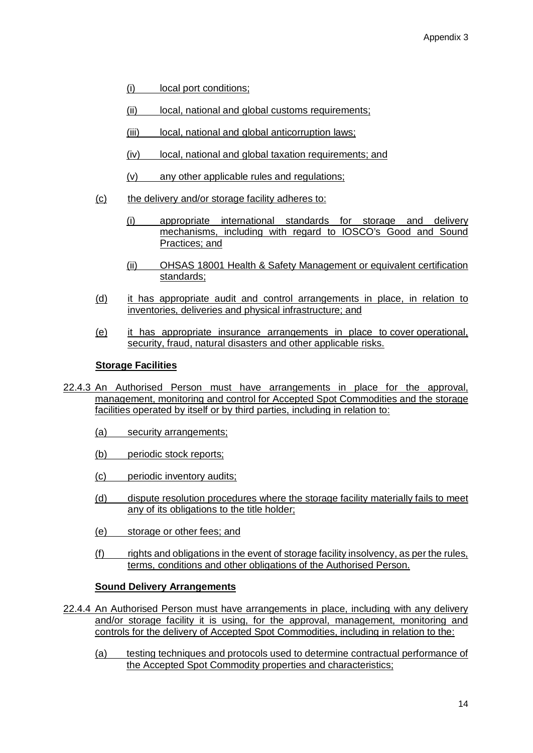(i) local port conditions;

(ii) local, national and global customs requirements;

(iii) local, national and global anticorruption laws;

(iv) local, national and global taxation requirements; and

(v) any other applicable rules and regulations;

(c) the delivery and/or storage facility adheres to:

(i) appropriate international standards for storage and delivery mechanisms, including with regard to IOSCO's Good and Sound Practices; and

(ii) OHSAS 18001 Health & Safety Management or equivalent certification standards;

(d) it has appropriate audit and control arrangements in place, in relation to inventories, deliveries and physical infrastructure; and

(e) it has appropriate insurance arrangements in place to cover operational, security, fraud, natural disasters and other applicable risks.

**Storage Facilities**

22.4.3 An Authorised Person must have arrangements in place for the approval, management, monitoring and control for Accepted Spot Commodities and the storage facilities operated by itself or by third parties, including in relation to:

(a) security arrangements;

(b) periodic stock reports;

(c) periodic inventory audits;

(d) dispute resolution procedures where the storage facility materially fails to meet any of its obligations to the title holder;

(e) storage or other fees; and

(f) rights and obligations in the event of storage facility insolvency, as per the rules, terms, conditions and other obligations of the Authorised Person.

**Sound Delivery Arrangements**

22.4.4 An Authorised Person must have arrangements in place, including with any delivery and/or storage facility it is using, for the approval, management, monitoring and controls for the delivery of Accepted Spot Commodities, including in relation to the:

(a) testing techniques and protocols used to determine contractual performance of the Accepted Spot Commodity properties and characteristics;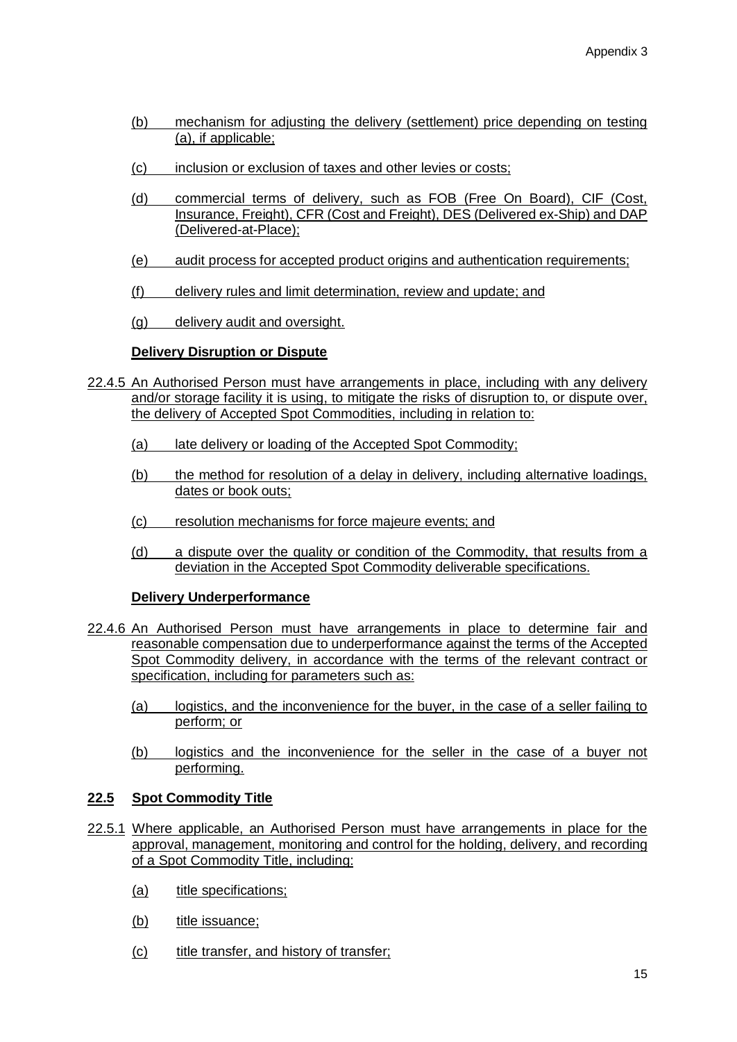(b) mechanism for adjusting the delivery (settlement) price depending on testing (a), if applicable;

(c) inclusion or exclusion of taxes and other levies or costs;

(d) commercial terms of delivery, such as FOB (Free On Board), CIF (Cost, Insurance, Freight), CFR (Cost and Freight), DES (Delivered ex-Ship) and DAP (Delivered-at-Place);

(e) audit process for accepted product origins and authentication requirements;

(f) delivery rules and limit determination, review and update; and

(g) delivery audit and oversight.

**Delivery Disruption or Dispute**

22.4.5 An Authorised Person must have arrangements in place, including with any delivery and/or storage facility it is using, to mitigate the risks of disruption to, or dispute over, the delivery of Accepted Spot Commodities, including in relation to:

(a) late delivery or loading of the Accepted Spot Commodity;

(b) the method for resolution of a delay in delivery, including alternative loadings, dates or book outs;

(c) resolution mechanisms for force majeure events; and

(d) a dispute over the quality or condition of the Commodity, that results from a deviation in the Accepted Spot Commodity deliverable specifications.

**Delivery Underperformance**

22.4.6 An Authorised Person must have arrangements in place to determine fair and reasonable compensation due to underperformance against the terms of the Accepted Spot Commodity delivery, in accordance with the terms of the relevant contract or specification, including for parameters such as:

(a) logistics, and the inconvenience for the buyer, in the case of a seller failing to perform; or

(b) logistics and the inconvenience for the seller in the case of a buyer not performing.

**22.5 Spot Commodity Title**

22.5.1 Where applicable, an Authorised Person must have arrangements in place for the approval, management, monitoring and control for the holding, delivery, and recording of a Spot Commodity Title, including:

(a) title specifications;

(b) title issuance;

(c) title transfer, and history of transfer;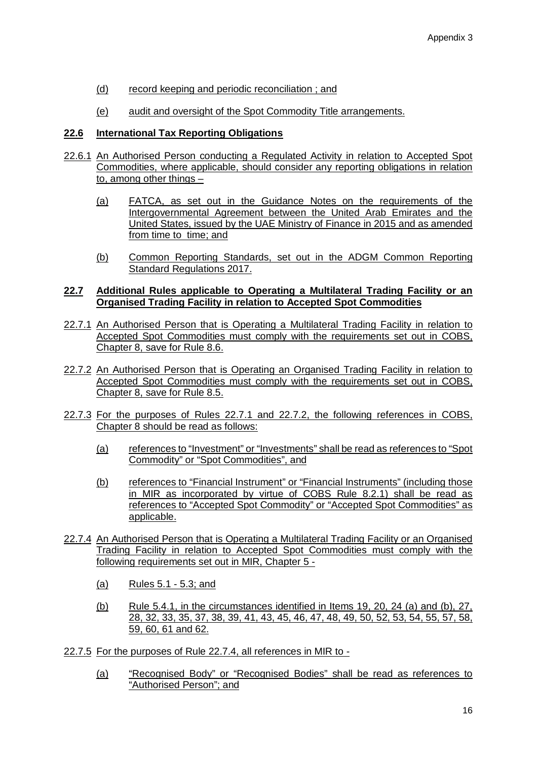(d) record keeping and periodic reconciliation ; and

(e) audit and oversight of the Spot Commodity Title arrangements.

## 22.6 International Tax Reporting Obligations

22.6.1 An Authorised Person conducting a Regulated Activity in relation to Accepted Spot Commodities, where applicable, should consider any reporting obligations in relation to, among other things –

(a) FATCA, as set out in the Guidance Notes on the requirements of the Intergovernmental Agreement between the United Arab Emirates and the United States, issued by the UAE Ministry of Finance in 2015 and as amended from time to time; and

(b) Common Reporting Standards, set out in the ADGM Common Reporting Standard Regulations 2017.

## 22.7 Additional Rules applicable to Operating a Multilateral Trading Facility or an Organised Trading Facility in relation to Accepted Spot Commodities

22.7.1 An Authorised Person that is Operating a Multilateral Trading Facility in relation to Accepted Spot Commodities must comply with the requirements set out in COBS, Chapter 8, save for Rule 8.6.

22.7.2 An Authorised Person that is Operating an Organised Trading Facility in relation to Accepted Spot Commodities must comply with the requirements set out in COBS, Chapter 8, save for Rule 8.5.

22.7.3 For the purposes of Rules 22.7.1 and 22.7.2, the following references in COBS, Chapter 8 should be read as follows:

(a) references to "Investment" or "Investments" shall be read as references to "Spot Commodity" or "Spot Commodities", and

(b) references to "Financial Instrument" or "Financial Instruments" (including those in MIR as incorporated by virtue of COBS Rule 8.2.1) shall be read as references to "Accepted Spot Commodity" or "Accepted Spot Commodities" as applicable.

22.7.4 An Authorised Person that is Operating a Multilateral Trading Facility or an Organised Trading Facility in relation to Accepted Spot Commodities must comply with the following requirements set out in MIR, Chapter 5 -

(a) Rules 5.1 - 5.3; and

(b) Rule 5.4.1, in the circumstances identified in Items 19, 20, 24 (a) and (b), 27, 28, 32, 33, 35, 37, 38, 39, 41, 43, 45, 46, 47, 48, 49, 50, 52, 53, 54, 55, 57, 58, 59, 60, 61 and 62.

22.7.5 For the purposes of Rule 22.7.4, all references in MIR to -

(a) "Recognised Body" or "Recognised Bodies" shall be read as references to "Authorised Person"; and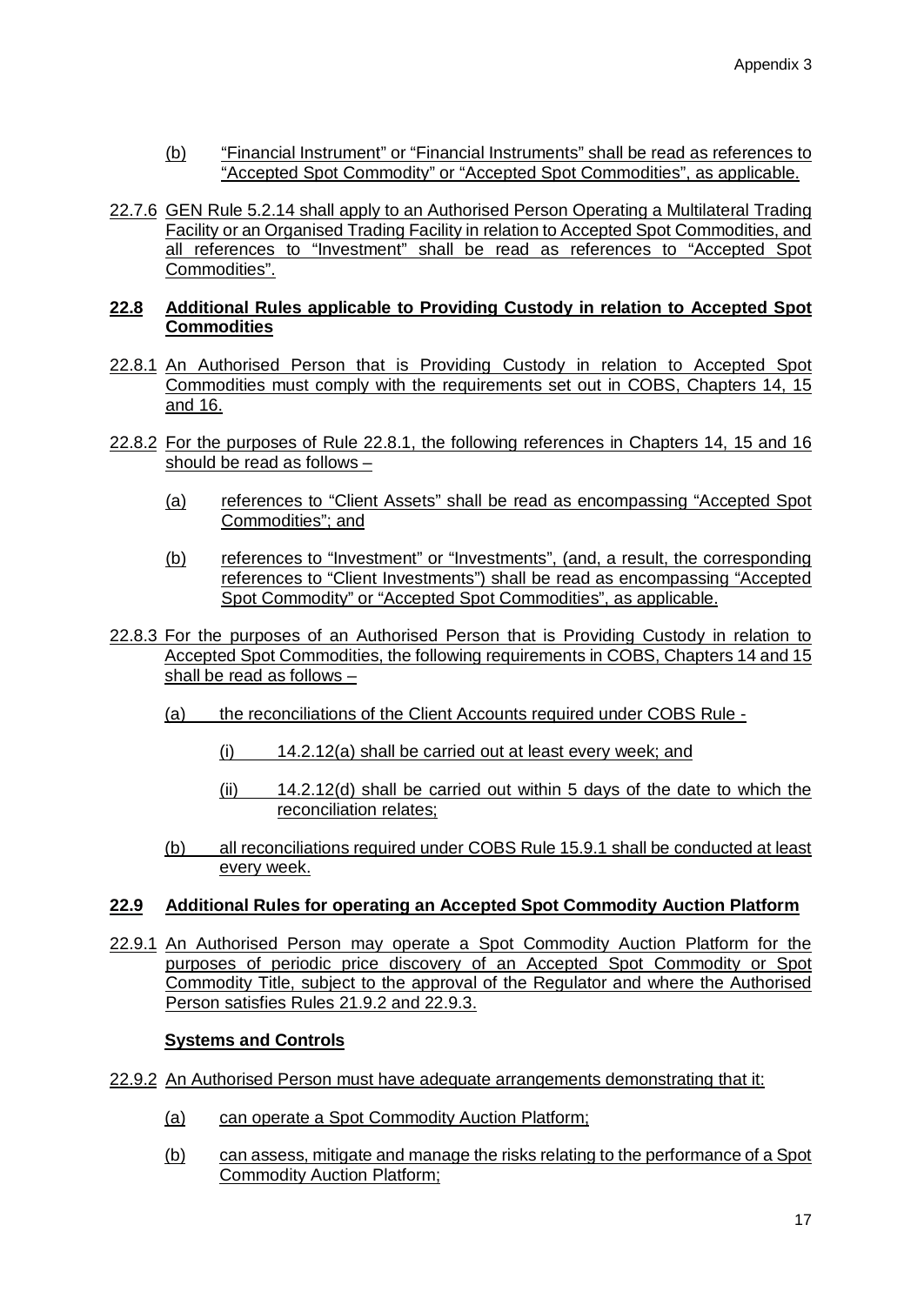(b) "Financial Instrument" or "Financial Instruments" shall be read as references to "Accepted Spot Commodity" or "Accepted Spot Commodities", as applicable.

22.7.6 GEN Rule 5.2.14 shall apply to an Authorised Person Operating a Multilateral Trading Facility or an Organised Trading Facility in relation to Accepted Spot Commodities, and all references to "Investment" shall be read as references to "Accepted Spot Commodities".

## 22.8 Additional Rules applicable to Providing Custody in relation to Accepted Spot Commodities

22.8.1 An Authorised Person that is Providing Custody in relation to Accepted Spot Commodities must comply with the requirements set out in COBS, Chapters 14, 15 and 16.

22.8.2 For the purposes of Rule 22.8.1, the following references in Chapters 14, 15 and 16 should be read as follows –

(a) references to "Client Assets" shall be read as encompassing "Accepted Spot Commodities"; and

(b) references to "Investment" or "Investments", (and, a result, the corresponding references to "Client Investments") shall be read as encompassing "Accepted Spot Commodity" or "Accepted Spot Commodities", as applicable.

22.8.3 For the purposes of an Authorised Person that is Providing Custody in relation to Accepted Spot Commodities, the following requirements in COBS, Chapters 14 and 15 shall be read as follows –

(a) the reconciliations of the Client Accounts required under COBS Rule -

(i) 14.2.12(a) shall be carried out at least every week; and

(ii) 14.2.12(d) shall be carried out within 5 days of the date to which the reconciliation relates;

(b) all reconciliations required under COBS Rule 15.9.1 shall be conducted at least every week.

## 22.9 Additional Rules for operating an Accepted Spot Commodity Auction Platform

22.9.1 An Authorised Person may operate a Spot Commodity Auction Platform for the purposes of periodic price discovery of an Accepted Spot Commodity or Spot Commodity Title, subject to the approval of the Regulator and where the Authorised Person satisfies Rules 21.9.2 and 22.9.3.

### Systems and Controls

22.9.2 An Authorised Person must have adequate arrangements demonstrating that it:

(a) can operate a Spot Commodity Auction Platform;

(b) can assess, mitigate and manage the risks relating to the performance of a Spot Commodity Auction Platform;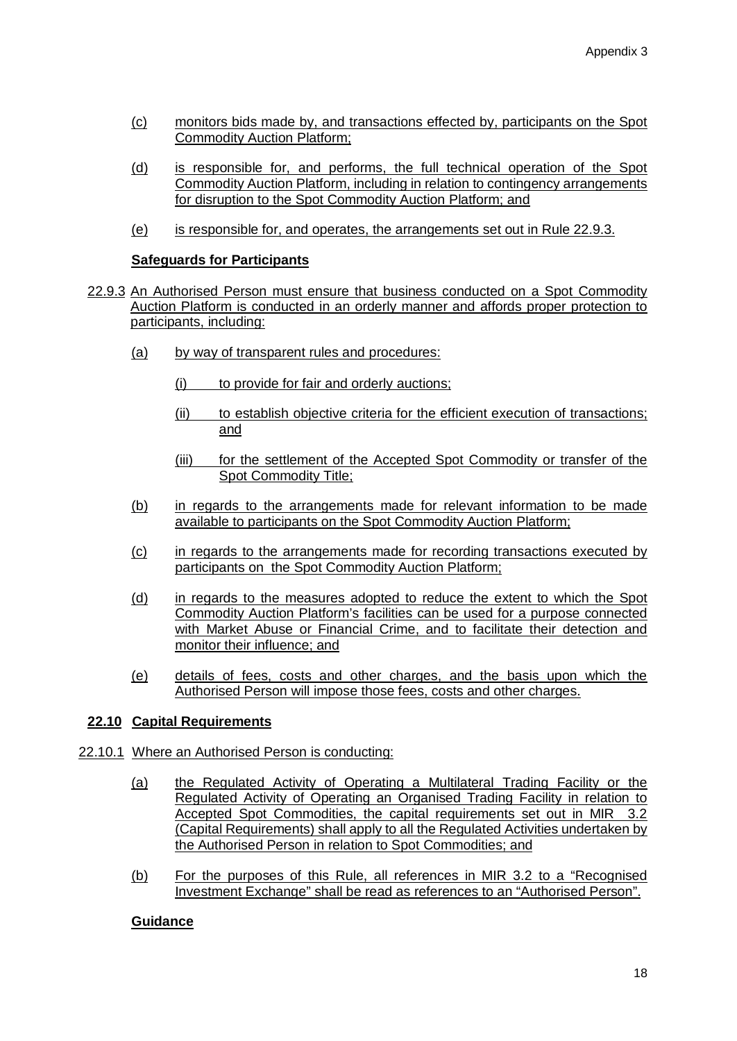(c) monitors bids made by, and transactions effected by, participants on the Spot Commodity Auction Platform;

(d) is responsible for, and performs, the full technical operation of the Spot Commodity Auction Platform, including in relation to contingency arrangements for disruption to the Spot Commodity Auction Platform; and

(e) is responsible for, and operates, the arrangements set out in Rule 22.9.3.

**Safeguards for Participants**

22.9.3 An Authorised Person must ensure that business conducted on a Spot Commodity Auction Platform is conducted in an orderly manner and affords proper protection to participants, including:

(a) by way of transparent rules and procedures:

(i) to provide for fair and orderly auctions;

(ii) to establish objective criteria for the efficient execution of transactions; and

(iii) for the settlement of the Accepted Spot Commodity or transfer of the Spot Commodity Title;

(b) in regards to the arrangements made for relevant information to be made available to participants on the Spot Commodity Auction Platform;

(c) in regards to the arrangements made for recording transactions executed by participants on the Spot Commodity Auction Platform;

(d) in regards to the measures adopted to reduce the extent to which the Spot Commodity Auction Platform's facilities can be used for a purpose connected with Market Abuse or Financial Crime, and to facilitate their detection and monitor their influence; and

(e) details of fees, costs and other charges, and the basis upon which the Authorised Person will impose those fees, costs and other charges.

## 22.10 Capital Requirements

22.10.1 Where an Authorised Person is conducting:

(a) the Regulated Activity of Operating a Multilateral Trading Facility or the Regulated Activity of Operating an Organised Trading Facility in relation to Accepted Spot Commodities, the capital requirements set out in MIR 3.2 (Capital Requirements) shall apply to all the Regulated Activities undertaken by the Authorised Person in relation to Spot Commodities; and

(b) For the purposes of this Rule, all references in MIR 3.2 to a "Recognised Investment Exchange" shall be read as references to an "Authorised Person".

**Guidance**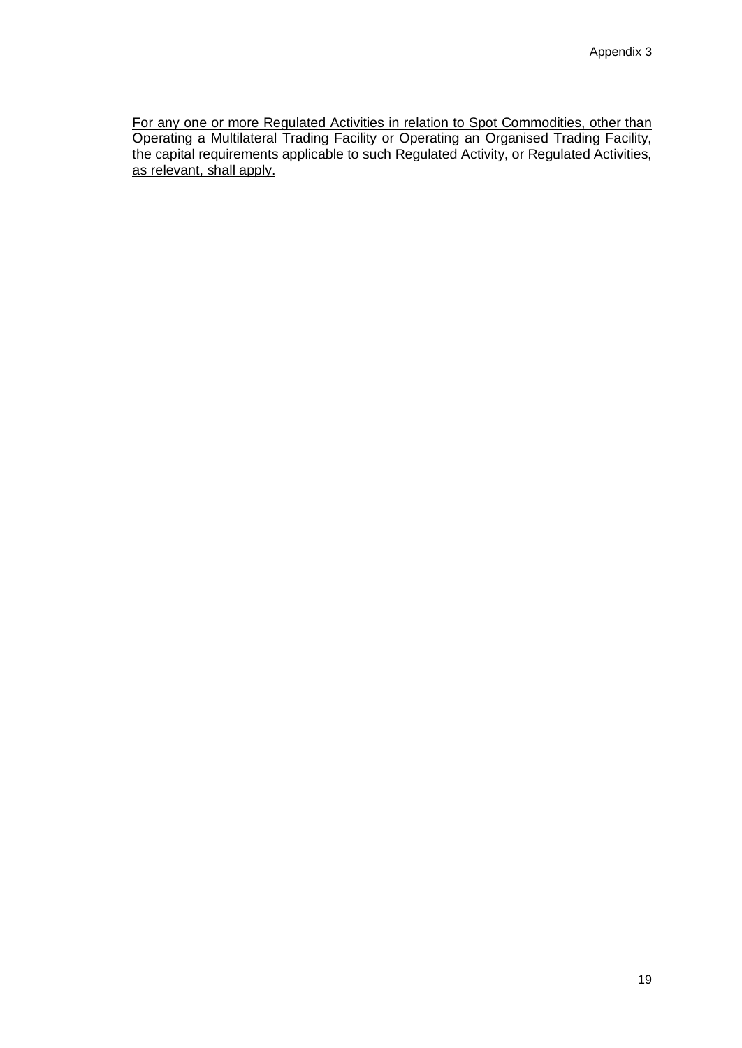For any one or more Regulated Activities in relation to Spot Commodities, other than Operating a Multilateral Trading Facility or Operating an Organised Trading Facility, the capital requirements applicable to such Regulated Activity, or Regulated Activities, as relevant, shall apply.